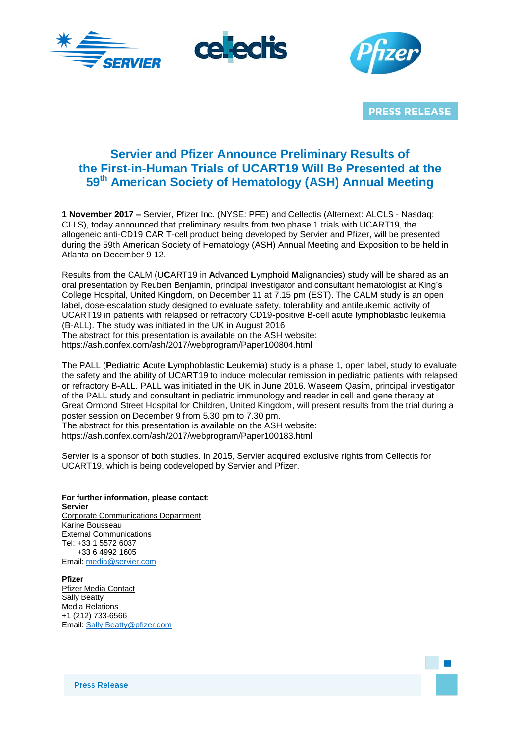PRESS RELEASE

# Servier and Pfizer Announce Preliminary Results of the First-in-Human Trials of UCART19 Will Be Presented at the 59th American Society of Hematology (ASH) Annual Meeting

**1 November 2017 –** Servier, Pfizer Inc. (NYSE: PFE) and Cellectis (Alternext: ALCLS - Nasdaq: CLLS), today announced that preliminary results from two phase 1 trials with UCART19, the allogeneic anti-CD19 CAR T-cell product being developed by Servier and Pfizer, will be presented during the 59th American Society of Hematology (ASH) Annual Meeting and Exposition to be held in Atlanta on December 9-12.

Results from the CALM (U**C**ART19 in **A**dvanced **L**ymphoid **M**alignancies) study will be shared as an oral presentation by Reuben Benjamin, principal investigator and consultant hematologist at King's College Hospital, United Kingdom, on December 11 at 7.15 pm (EST). The CALM study is an open label, dose-escalation study designed to evaluate safety, tolerability and antileukemic activity of UCART19 in patients with relapsed or refractory CD19-positive B-cell acute lymphoblastic leukemia (B-ALL). The study was initiated in the UK in August 2016.
The abstract for this presentation is available on the ASH website:
https://ash.confex.com/ash/2017/webprogram/Paper100804.html

The PALL (**P**ediatric **A**cute **L**ymphoblastic **L**eukemia) study is a phase 1, open label, study to evaluate the safety and the ability of UCART19 to induce molecular remission in pediatric patients with relapsed or refractory B-ALL. PALL was initiated in the UK in June 2016. Waseem Qasim, principal investigator of the PALL study and consultant in pediatric immunology and reader in cell and gene therapy at Great Ormond Street Hospital for Children, United Kingdom, will present results from the trial during a poster session on December 9 from 5.30 pm to 7.30 pm.
The abstract for this presentation is available on the ASH website:
https://ash.confex.com/ash/2017/webprogram/Paper100183.html

Servier is a sponsor of both studies. In 2015, Servier acquired exclusive rights from Cellectis for UCART19, which is being codeveloped by Servier and Pfizer.

**For further information, please contact:**
**Servier**
Corporate Communications Department
Karine Bousseau
External Communications
Tel: +33 1 5572 6037
+33 6 4992 1605
Email: media@servier.com

**Pfizer**
Pfizer Media Contact
Sally Beatty
Media Relations
+1 (212) 733-6566
Email: Sally.Beatty@pfizer.com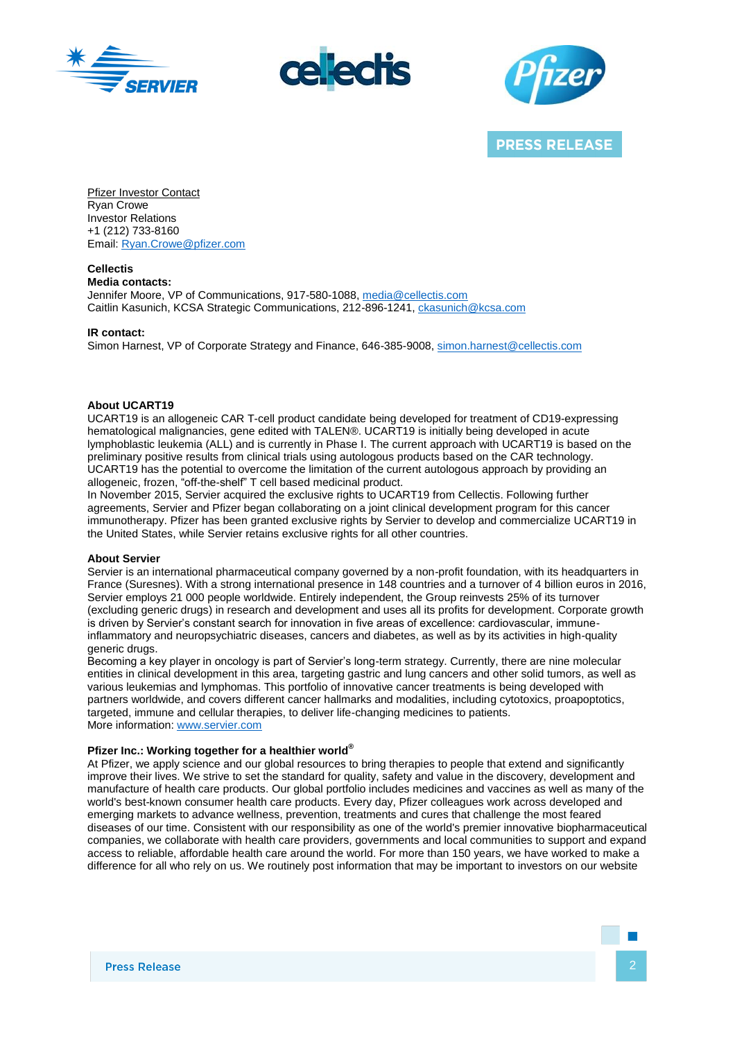Pfizer Investor Contact
Ryan Crowe
Investor Relations
+1 (212) 733-8160
Email: Ryan.Crowe@pfizer.com

**Cellectis**
**Media contacts:**
Jennifer Moore, VP of Communications, 917-580-1088, media@cellectis.com
Caitlin Kasunich, KCSA Strategic Communications, 212-896-1241, ckasunich@kcsa.com

**IR contact:**
Simon Harnest, VP of Corporate Strategy and Finance, 646-385-9008, simon.harnest@cellectis.com

**About UCART19**
UCART19 is an allogeneic CAR T-cell product candidate being developed for treatment of CD19-expressing hematological malignancies, gene edited with TALEN®. UCART19 is initially being developed in acute lymphoblastic leukemia (ALL) and is currently in Phase I. The current approach with UCART19 is based on the preliminary positive results from clinical trials using autologous products based on the CAR technology. UCART19 has the potential to overcome the limitation of the current autologous approach by providing an allogeneic, frozen, "off-the-shelf" T cell based medicinal product.
In November 2015, Servier acquired the exclusive rights to UCART19 from Cellectis. Following further agreements, Servier and Pfizer began collaborating on a joint clinical development program for this cancer immunotherapy. Pfizer has been granted exclusive rights by Servier to develop and commercialize UCART19 in the United States, while Servier retains exclusive rights for all other countries.

**About Servier**
Servier is an international pharmaceutical company governed by a non-profit foundation, with its headquarters in France (Suresnes). With a strong international presence in 148 countries and a turnover of 4 billion euros in 2016, Servier employs 21 000 people worldwide. Entirely independent, the Group reinvests 25% of its turnover (excluding generic drugs) in research and development and uses all its profits for development. Corporate growth is driven by Servier's constant search for innovation in five areas of excellence: cardiovascular, immune-inflammatory and neuropsychiatric diseases, cancers and diabetes, as well as by its activities in high-quality generic drugs.
Becoming a key player in oncology is part of Servier's long-term strategy. Currently, there are nine molecular entities in clinical development in this area, targeting gastric and lung cancers and other solid tumors, as well as various leukemias and lymphomas. This portfolio of innovative cancer treatments is being developed with partners worldwide, and covers different cancer hallmarks and modalities, including cytotoxics, proapoptotics, targeted, immune and cellular therapies, to deliver life-changing medicines to patients.
More information: www.servier.com

**Pfizer Inc.: Working together for a healthier world®**
At Pfizer, we apply science and our global resources to bring therapies to people that extend and significantly improve their lives. We strive to set the standard for quality, safety and value in the discovery, development and manufacture of health care products. Our global portfolio includes medicines and vaccines as well as many of the world's best-known consumer health care products. Every day, Pfizer colleagues work across developed and emerging markets to advance wellness, prevention, treatments and cures that challenge the most feared diseases of our time. Consistent with our responsibility as one of the world's premier innovative biopharmaceutical companies, we collaborate with health care providers, governments and local communities to support and expand access to reliable, affordable health care around the world. For more than 150 years, we have worked to make a difference for all who rely on us. We routinely post information that may be important to investors on our website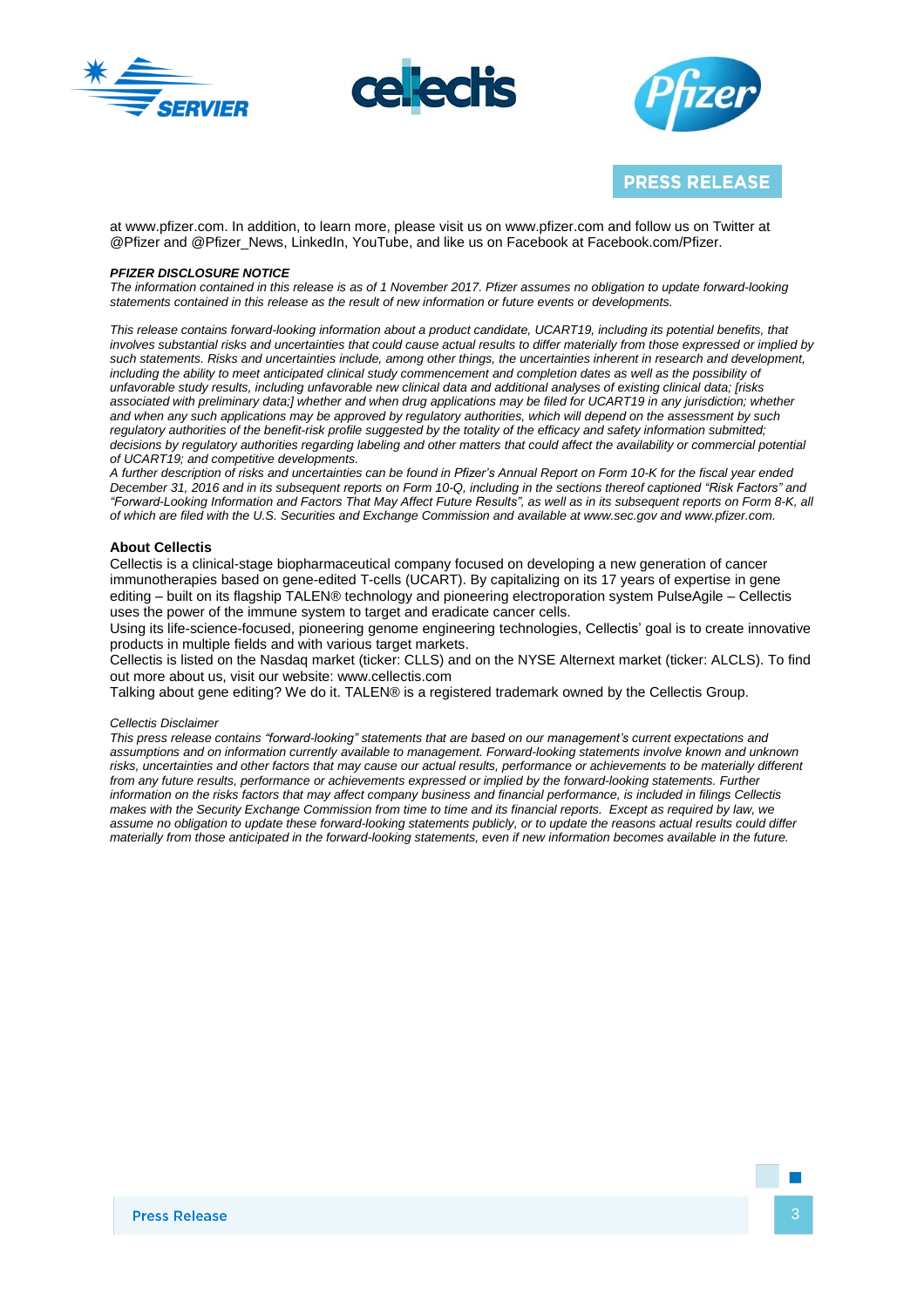at www.pfizer.com. In addition, to learn more, please visit us on www.pfizer.com and follow us on Twitter at @Pfizer and @Pfizer_News, LinkedIn, YouTube, and like us on Facebook at Facebook.com/Pfizer.

***PFIZER DISCLOSURE NOTICE***

*The information contained in this release is as of 1 November 2017. Pfizer assumes no obligation to update forward-looking statements contained in this release as the result of new information or future events or developments.*

*This release contains forward-looking information about a product candidate, UCART19, including its potential benefits, that involves substantial risks and uncertainties that could cause actual results to differ materially from those expressed or implied by such statements. Risks and uncertainties include, among other things, the uncertainties inherent in research and development, including the ability to meet anticipated clinical study commencement and completion dates as well as the possibility of unfavorable study results, including unfavorable new clinical data and additional analyses of existing clinical data; [risks associated with preliminary data;] whether and when drug applications may be filed for UCART19 in any jurisdiction; whether and when any such applications may be approved by regulatory authorities, which will depend on the assessment by such regulatory authorities of the benefit-risk profile suggested by the totality of the efficacy and safety information submitted; decisions by regulatory authorities regarding labeling and other matters that could affect the availability or commercial potential of UCART19; and competitive developments.*

*A further description of risks and uncertainties can be found in Pfizer's Annual Report on Form 10-K for the fiscal year ended December 31, 2016 and in its subsequent reports on Form 10-Q, including in the sections thereof captioned "Risk Factors" and "Forward-Looking Information and Factors That May Affect Future Results", as well as in its subsequent reports on Form 8-K, all of which are filed with the U.S. Securities and Exchange Commission and available at www.sec.gov and www.pfizer.com.*

**About Cellectis**

Cellectis is a clinical-stage biopharmaceutical company focused on developing a new generation of cancer immunotherapies based on gene-edited T-cells (UCART). By capitalizing on its 17 years of expertise in gene editing – built on its flagship TALEN® technology and pioneering electroporation system PulseAgile – Cellectis uses the power of the immune system to target and eradicate cancer cells.

Using its life-science-focused, pioneering genome engineering technologies, Cellectis' goal is to create innovative products in multiple fields and with various target markets.

Cellectis is listed on the Nasdaq market (ticker: CLLS) and on the NYSE Alternext market (ticker: ALCLS). To find out more about us, visit our website: www.cellectis.com

Talking about gene editing? We do it. TALEN® is a registered trademark owned by the Cellectis Group.

*Cellectis Disclaimer*

*This press release contains "forward-looking" statements that are based on our management's current expectations and assumptions and on information currently available to management. Forward-looking statements involve known and unknown risks, uncertainties and other factors that may cause our actual results, performance or achievements to be materially different from any future results, performance or achievements expressed or implied by the forward-looking statements. Further information on the risks factors that may affect company business and financial performance, is included in filings Cellectis makes with the Security Exchange Commission from time to time and its financial reports. Except as required by law, we assume no obligation to update these forward-looking statements publicly, or to update the reasons actual results could differ materially from those anticipated in the forward-looking statements, even if new information becomes available in the future.*